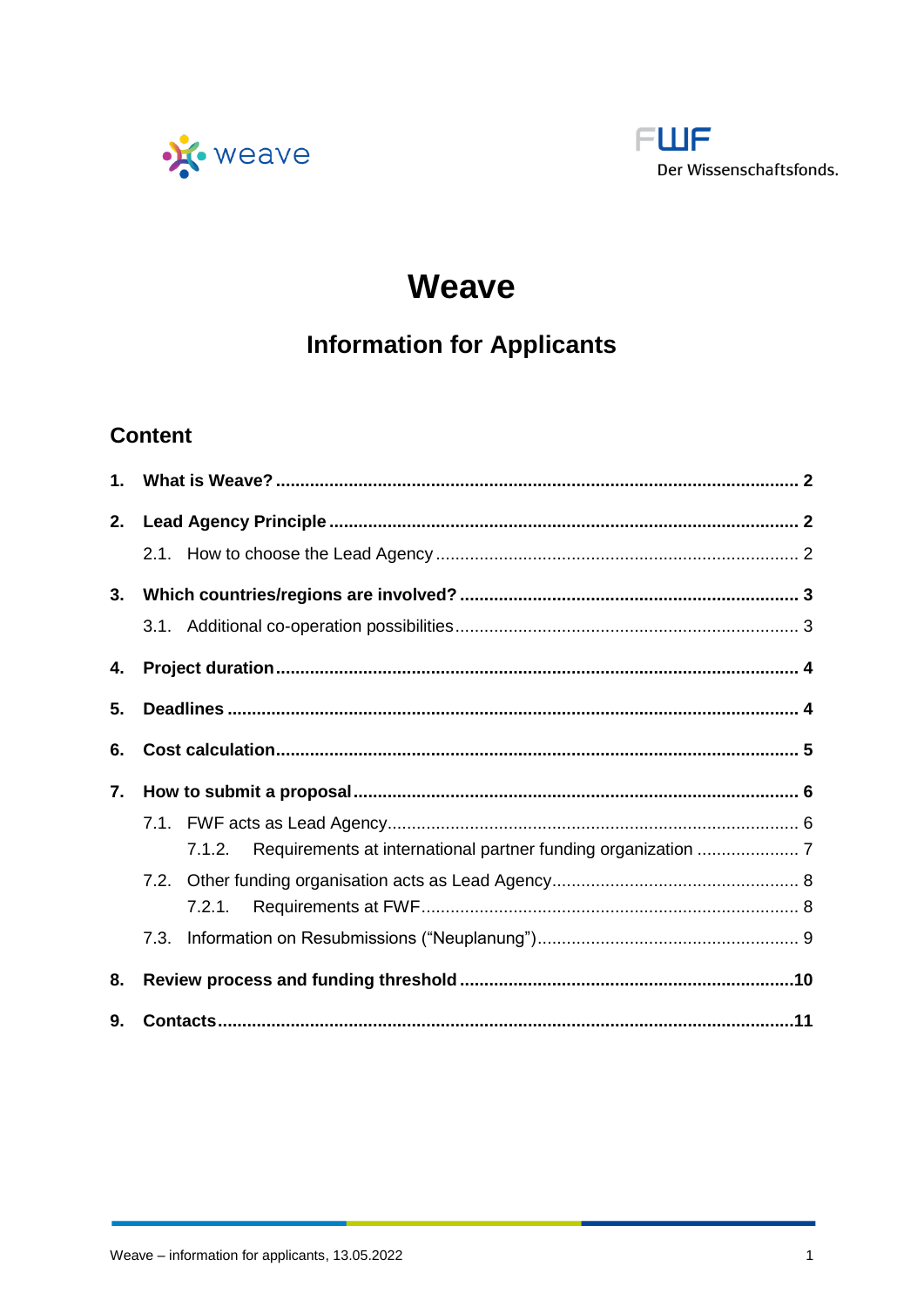weave

FWF Der Wissenschaftsfonds.

# Weave

## Information for Applicants

### Content

**1. What is Weave? .......... 2**

**2. Lead Agency Principle .......... 2**

2.1. How to choose the Lead Agency .......... 2

**3. Which countries/regions are involved? .......... 3**

3.1. Additional co-operation possibilities .......... 3

**4. Project duration .......... 4**

**5. Deadlines .......... 4**

**6. Cost calculation .......... 5**

**7. How to submit a proposal .......... 6**

7.1. FWF acts as Lead Agency .......... 6

7.1.2. Requirements at international partner funding organization .......... 7

7.2. Other funding organisation acts as Lead Agency .......... 8

7.2.1. Requirements at FWF .......... 8

7.3. Information on Resubmissions ("Neuplanung") .......... 9

**8. Review process and funding threshold .......... 10**

**9. Contacts .......... 11**

Weave – information for applicants, 13.05.2022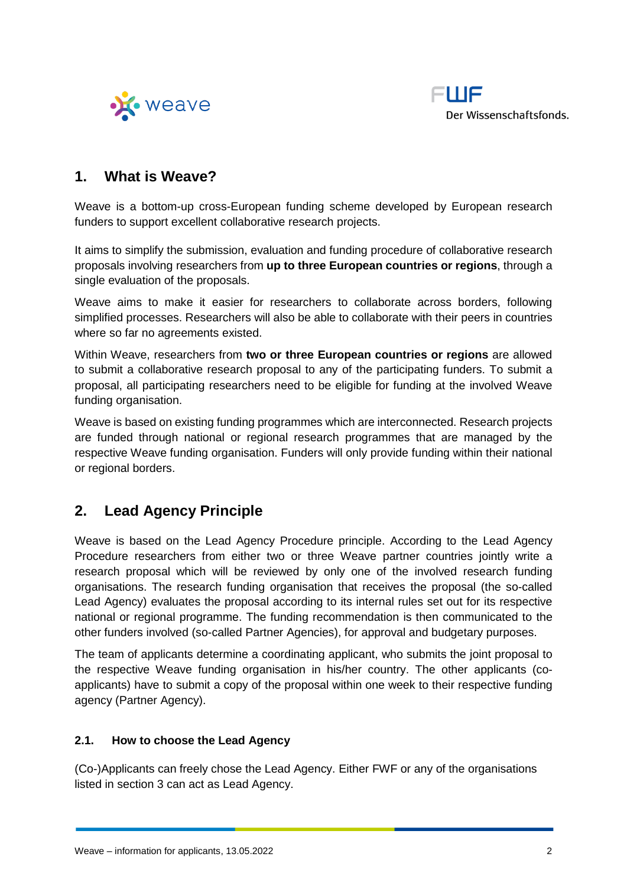## 1. What is Weave?

Weave is a bottom-up cross-European funding scheme developed by European research funders to support excellent collaborative research projects.

It aims to simplify the submission, evaluation and funding procedure of collaborative research proposals involving researchers from **up to three European countries or regions**, through a single evaluation of the proposals.

Weave aims to make it easier for researchers to collaborate across borders, following simplified processes. Researchers will also be able to collaborate with their peers in countries where so far no agreements existed.

Within Weave, researchers from **two or three European countries or regions** are allowed to submit a collaborative research proposal to any of the participating funders. To submit a proposal, all participating researchers need to be eligible for funding at the involved Weave funding organisation.

Weave is based on existing funding programmes which are interconnected. Research projects are funded through national or regional research programmes that are managed by the respective Weave funding organisation. Funders will only provide funding within their national or regional borders.

## 2. Lead Agency Principle

Weave is based on the Lead Agency Procedure principle. According to the Lead Agency Procedure researchers from either two or three Weave partner countries jointly write a research proposal which will be reviewed by only one of the involved research funding organisations. The research funding organisation that receives the proposal (the so-called Lead Agency) evaluates the proposal according to its internal rules set out for its respective national or regional programme. The funding recommendation is then communicated to the other funders involved (so-called Partner Agencies), for approval and budgetary purposes.

The team of applicants determine a coordinating applicant, who submits the joint proposal to the respective Weave funding organisation in his/her country. The other applicants (co-applicants) have to submit a copy of the proposal within one week to their respective funding agency (Partner Agency).

### 2.1. How to choose the Lead Agency

(Co-)Applicants can freely chose the Lead Agency. Either FWF or any of the organisations listed in section 3 can act as Lead Agency.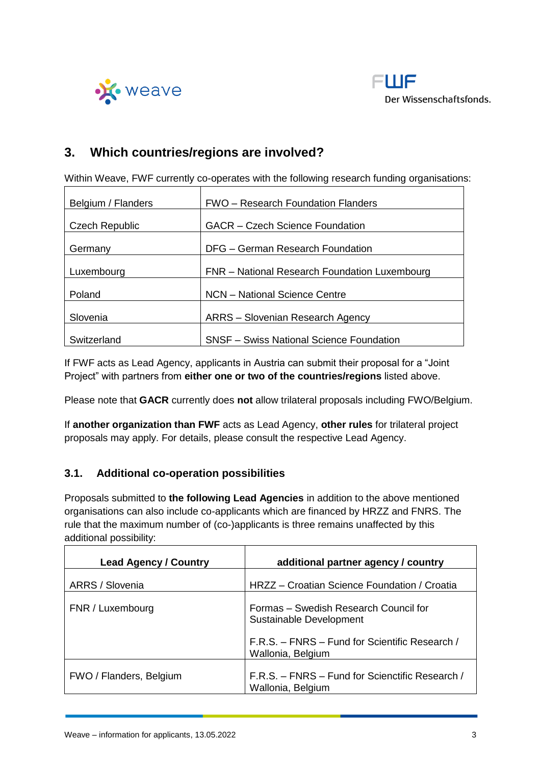## 3. Which countries/regions are involved?

Within Weave, FWF currently co-operates with the following research funding organisations:

| | |
|---|---|
| Belgium / Flanders | FWO – Research Foundation Flanders |
| Czech Republic | GACR – Czech Science Foundation |
| Germany | DFG – German Research Foundation |
| Luxembourg | FNR – National Research Foundation Luxembourg |
| Poland | NCN – National Science Centre |
| Slovenia | ARRS – Slovenian Research Agency |
| Switzerland | SNSF – Swiss National Science Foundation |

If FWF acts as Lead Agency, applicants in Austria can submit their proposal for a "Joint Project" with partners from **either one or two of the countries/regions** listed above.

Please note that **GACR** currently does **not** allow trilateral proposals including FWO/Belgium.

If **another organization than FWF** acts as Lead Agency, **other rules** for trilateral project proposals may apply. For details, please consult the respective Lead Agency.

### 3.1. Additional co-operation possibilities

Proposals submitted to **the following Lead Agencies** in addition to the above mentioned organisations can also include co-applicants which are financed by HRZZ and FNRS. The rule that the maximum number of (co-)applicants is three remains unaffected by this additional possibility:

| Lead Agency / Country | additional partner agency / country |
|---|---|
| ARRS / Slovenia | HRZZ – Croatian Science Foundation / Croatia |
| FNR / Luxembourg | Formas – Swedish Research Council for Sustainable Development<br><br>F.R.S. – FNRS – Fund for Scientific Research / Wallonia, Belgium |
| FWO / Flanders, Belgium | F.R.S. – FNRS – Fund for Scienctific Research / Wallonia, Belgium |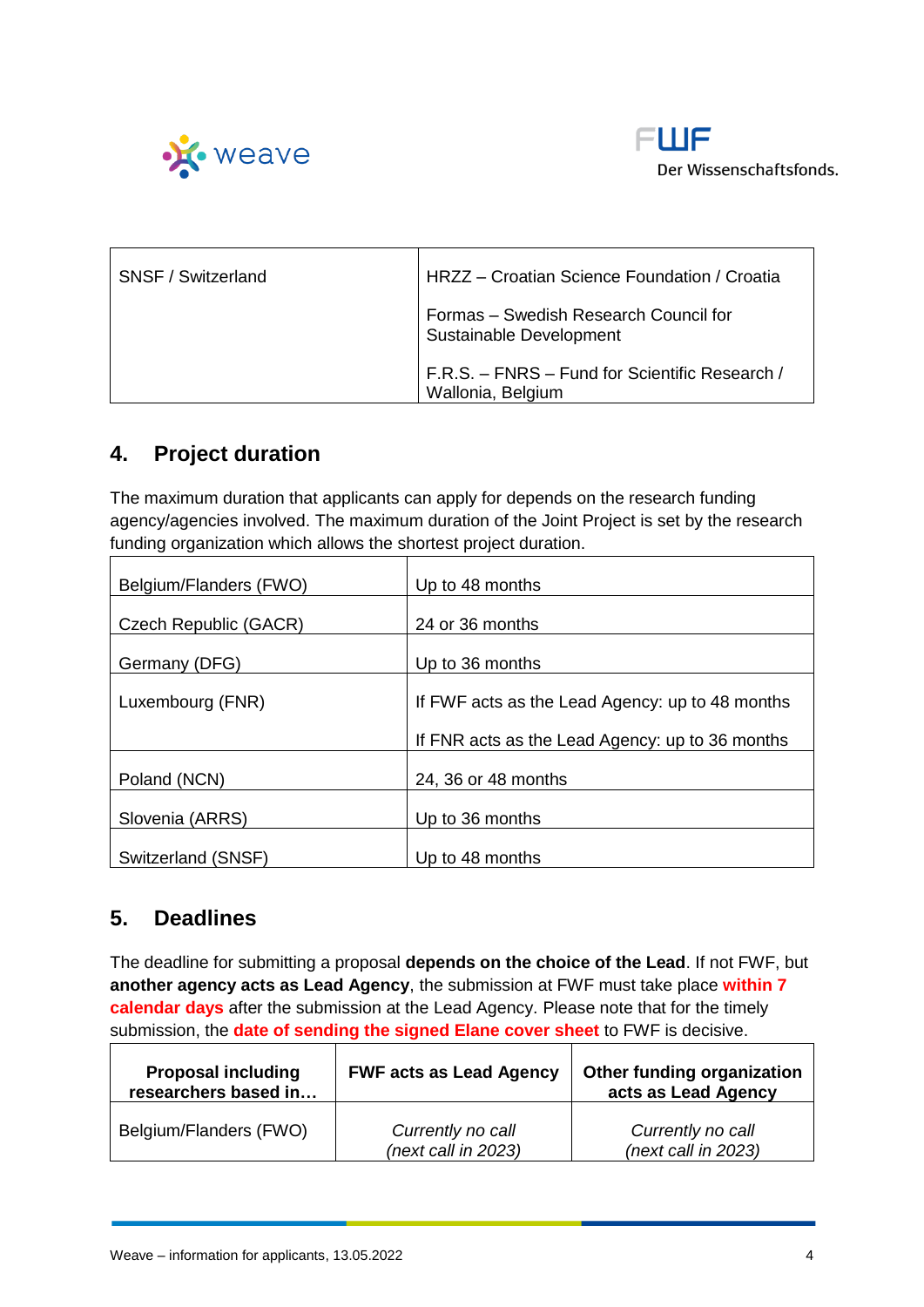| SNSF / Switzerland | HRZZ – Croatian Science Foundation / Croatia<br>Formas – Swedish Research Council for Sustainable Development<br>F.R.S. – FNRS – Fund for Scientific Research / Wallonia, Belgium |
|---|---|

## 4. Project duration

The maximum duration that applicants can apply for depends on the research funding agency/agencies involved. The maximum duration of the Joint Project is set by the research funding organization which allows the shortest project duration.

| Belgium/Flanders (FWO) | Up to 48 months |
|---|---|
| Czech Republic (GACR) | 24 or 36 months |
| Germany (DFG) | Up to 36 months |
| Luxembourg (FNR) | If FWF acts as the Lead Agency: up to 48 months<br>If FNR acts as the Lead Agency: up to 36 months |
| Poland (NCN) | 24, 36 or 48 months |
| Slovenia (ARRS) | Up to 36 months |
| Switzerland (SNSF) | Up to 48 months |

## 5. Deadlines

The deadline for submitting a proposal **depends on the choice of the Lead**. If not FWF, but **another agency acts as Lead Agency**, the submission at FWF must take place **within 7 calendar days** after the submission at the Lead Agency. Please note that for the timely submission, the **date of sending the signed Elane cover sheet** to FWF is decisive.

| Proposal including researchers based in… | FWF acts as Lead Agency | Other funding organization acts as Lead Agency |
|---|---|---|
| Belgium/Flanders (FWO) | *Currently no call (next call in 2023)* | *Currently no call (next call in 2023)* |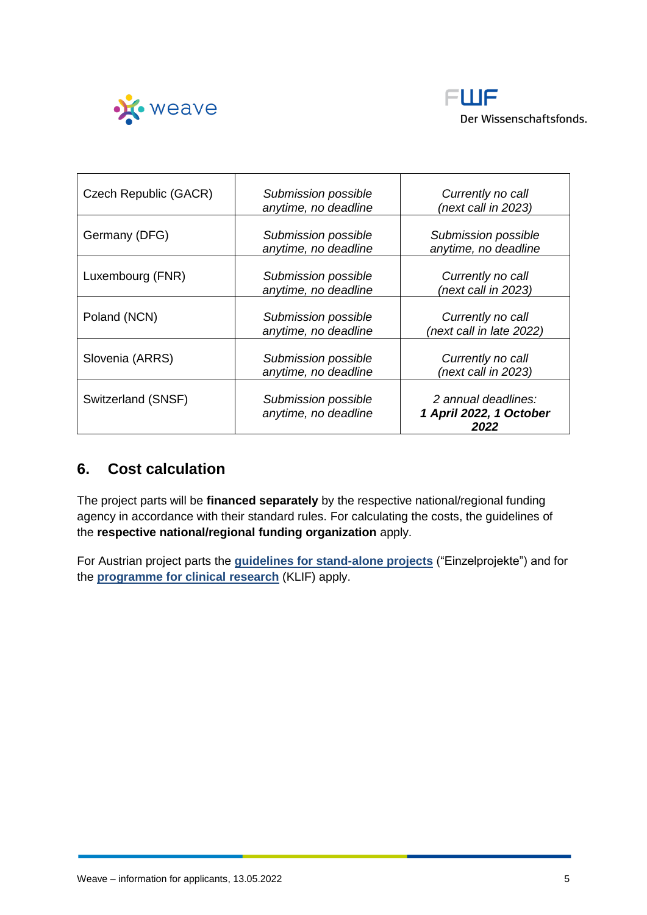| Czech Republic (GACR) | *Submission possible anytime, no deadline* | *Currently no call (next call in 2023)* |
|---|---|---|
| Germany (DFG) | *Submission possible anytime, no deadline* | *Submission possible anytime, no deadline* |
| Luxembourg (FNR) | *Submission possible anytime, no deadline* | *Currently no call (next call in 2023)* |
| Poland (NCN) | *Submission possible anytime, no deadline* | *Currently no call (next call in late 2022)* |
| Slovenia (ARRS) | *Submission possible anytime, no deadline* | *Currently no call (next call in 2023)* |
| Switzerland (SNSF) | *Submission possible anytime, no deadline* | *2 annual deadlines:* ***1 April 2022, 1 October 2022*** |

## 6. Cost calculation

The project parts will be **financed separately** by the respective national/regional funding agency in accordance with their standard rules. For calculating the costs, the guidelines of the **respective national/regional funding organization** apply.

For Austrian project parts the **guidelines for stand-alone projects** ("Einzelprojekte") and for the **programme for clinical research** (KLIF) apply.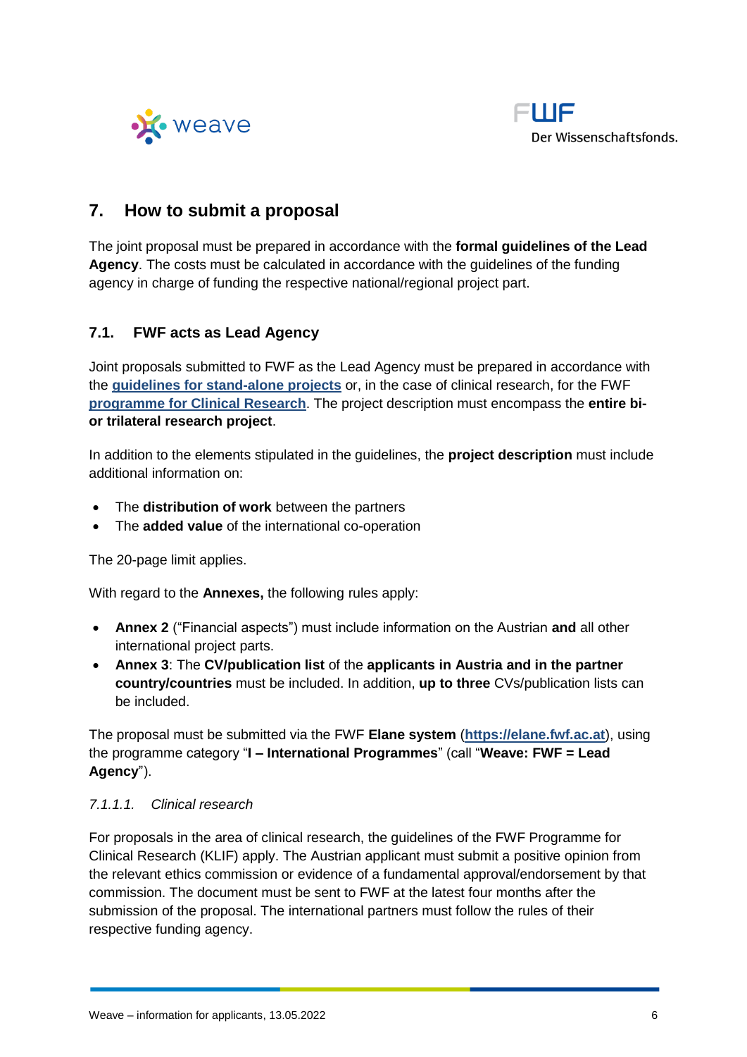## 7. How to submit a proposal

The joint proposal must be prepared in accordance with the **formal guidelines of the Lead Agency**. The costs must be calculated in accordance with the guidelines of the funding agency in charge of funding the respective national/regional project part.

### 7.1. FWF acts as Lead Agency

Joint proposals submitted to FWF as the Lead Agency must be prepared in accordance with the **guidelines for stand-alone projects** or, in the case of clinical research, for the FWF **programme for Clinical Research**. The project description must encompass the **entire bi- or trilateral research project**.

In addition to the elements stipulated in the guidelines, the **project description** must include additional information on:

- The **distribution of work** between the partners
- The **added value** of the international co-operation

The 20-page limit applies.

With regard to the **Annexes,** the following rules apply:

- **Annex 2** ("Financial aspects") must include information on the Austrian **and** all other international project parts.
- **Annex 3**: The **CV/publication list** of the **applicants in Austria and in the partner country/countries** must be included. In addition, **up to three** CVs/publication lists can be included.

The proposal must be submitted via the FWF **Elane system** (**https://elane.fwf.ac.at**), using the programme category "**I – International Programmes**" (call "**Weave: FWF = Lead Agency**").

#### *7.1.1.1. Clinical research*

For proposals in the area of clinical research, the guidelines of the FWF Programme for Clinical Research (KLIF) apply. The Austrian applicant must submit a positive opinion from the relevant ethics commission or evidence of a fundamental approval/endorsement by that commission. The document must be sent to FWF at the latest four months after the submission of the proposal. The international partners must follow the rules of their respective funding agency.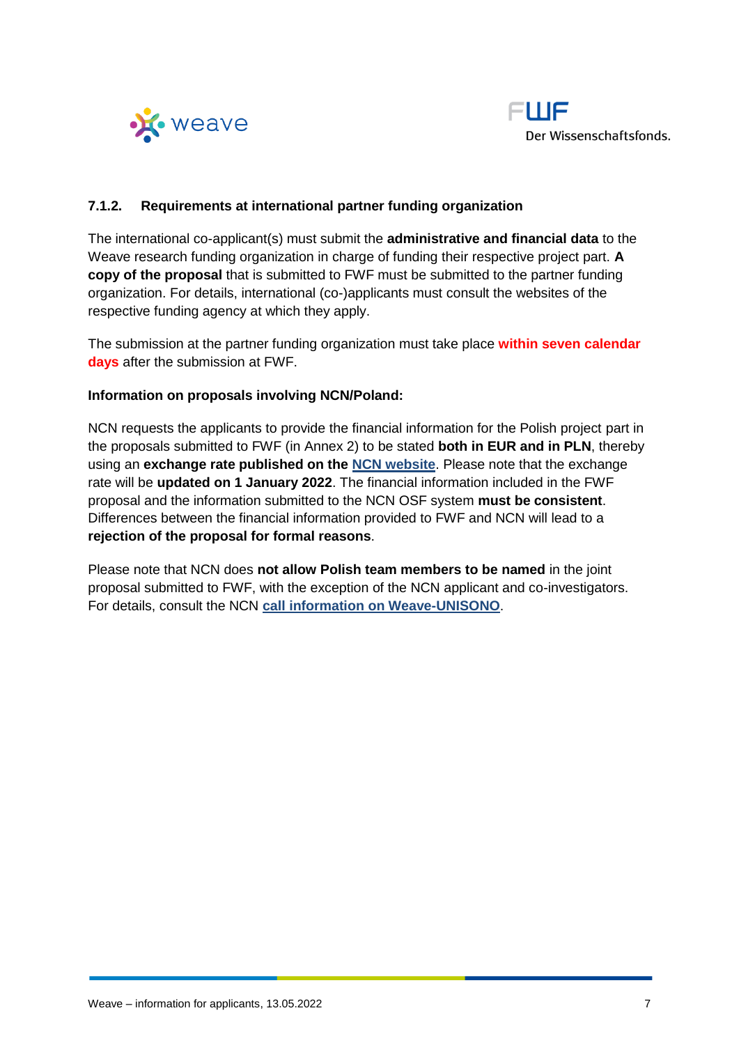#### 7.1.2. Requirements at international partner funding organization

The international co-applicant(s) must submit the **administrative and financial data** to the Weave research funding organization in charge of funding their respective project part. **A copy of the proposal** that is submitted to FWF must be submitted to the partner funding organization. For details, international (co-)applicants must consult the websites of the respective funding agency at which they apply.

The submission at the partner funding organization must take place **within seven calendar days** after the submission at FWF.

**Information on proposals involving NCN/Poland:**

NCN requests the applicants to provide the financial information for the Polish project part in the proposals submitted to FWF (in Annex 2) to be stated **both in EUR and in PLN**, thereby using an **exchange rate published on the NCN website**. Please note that the exchange rate will be **updated on 1 January 2022**. The financial information included in the FWF proposal and the information submitted to the NCN OSF system **must be consistent**. Differences between the financial information provided to FWF and NCN will lead to a **rejection of the proposal for formal reasons**.

Please note that NCN does **not allow Polish team members to be named** in the joint proposal submitted to FWF, with the exception of the NCN applicant and co-investigators. For details, consult the NCN **call information on Weave-UNISONO**.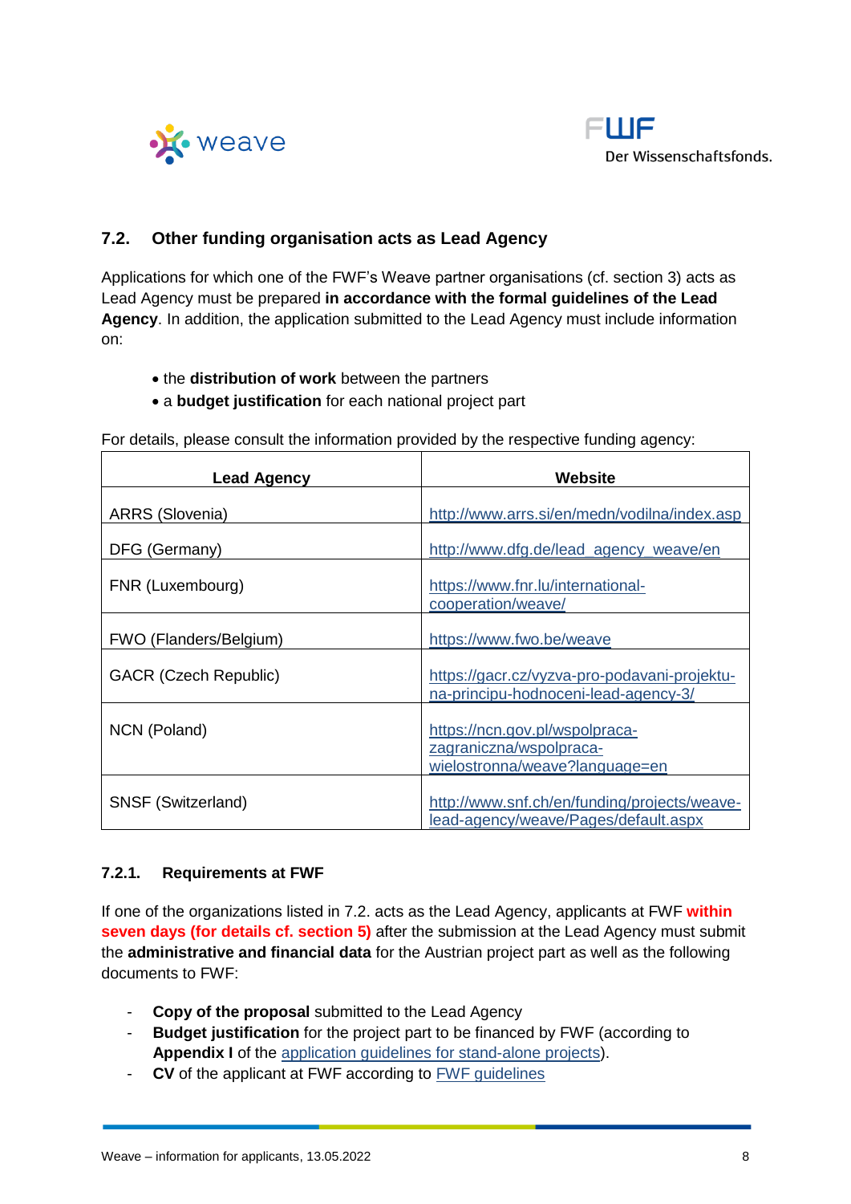## 7.2. Other funding organisation acts as Lead Agency

Applications for which one of the FWF's Weave partner organisations (cf. section 3) acts as Lead Agency must be prepared **in accordance with the formal guidelines of the Lead Agency**. In addition, the application submitted to the Lead Agency must include information on:

- the **distribution of work** between the partners
- a **budget justification** for each national project part

For details, please consult the information provided by the respective funding agency:

| Lead Agency | Website |
|---|---|
| ARRS (Slovenia) | http://www.arrs.si/en/medn/vodilna/index.asp |
| DFG (Germany) | http://www.dfg.de/lead_agency_weave/en |
| FNR (Luxembourg) | https://www.fnr.lu/international-cooperation/weave/ |
| FWO (Flanders/Belgium) | https://www.fwo.be/weave |
| GACR (Czech Republic) | https://gacr.cz/vyzva-pro-podavani-projektu-na-principu-hodnoceni-lead-agency-3/ |
| NCN (Poland) | https://ncn.gov.pl/wspolpraca-zagraniczna/wspolpraca-wielostronna/weave?language=en |
| SNSF (Switzerland) | http://www.snf.ch/en/funding/projects/weave-lead-agency/weave/Pages/default.aspx |

### 7.2.1. Requirements at FWF

If one of the organizations listed in 7.2. acts as the Lead Agency, applicants at FWF **within seven days (for details cf. section 5)** after the submission at the Lead Agency must submit the **administrative and financial data** for the Austrian project part as well as the following documents to FWF:

- **Copy of the proposal** submitted to the Lead Agency
- **Budget justification** for the project part to be financed by FWF (according to **Appendix I** of the application guidelines for stand-alone projects).
- **CV** of the applicant at FWF according to FWF guidelines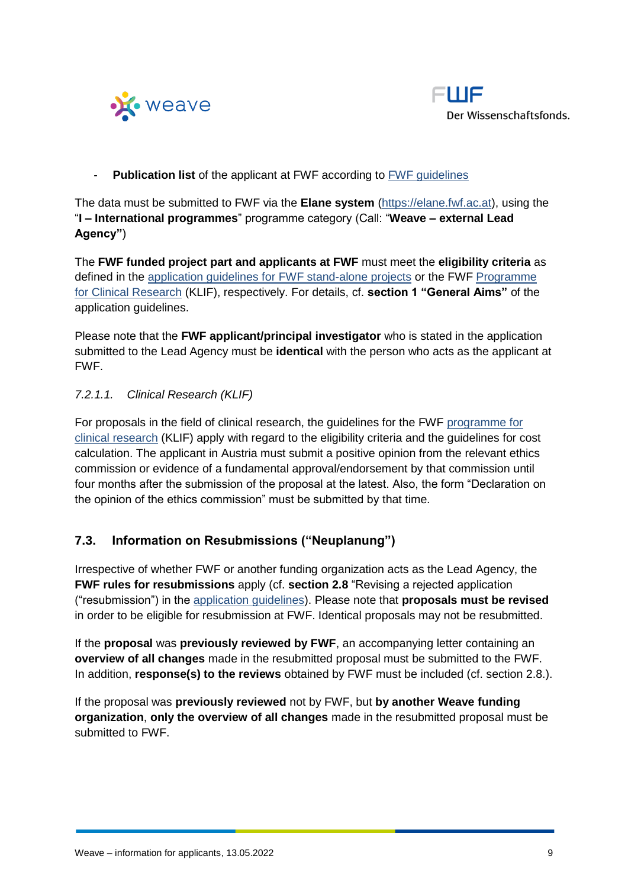- **Publication list** of the applicant at FWF according to FWF guidelines

The data must be submitted to FWF via the **Elane system** (https://elane.fwf.ac.at), using the "**I – International programmes**" programme category (Call: "**Weave – external Lead Agency"**)

The **FWF funded project part and applicants at FWF** must meet the **eligibility criteria** as defined in the application guidelines for FWF stand-alone projects or the FWF Programme for Clinical Research (KLIF), respectively. For details, cf. **section 1 "General Aims"** of the application guidelines.

Please note that the **FWF applicant/principal investigator** who is stated in the application submitted to the Lead Agency must be **identical** with the person who acts as the applicant at FWF.

#### *7.2.1.1. Clinical Research (KLIF)*

For proposals in the field of clinical research, the guidelines for the FWF programme for clinical research (KLIF) apply with regard to the eligibility criteria and the guidelines for cost calculation. The applicant in Austria must submit a positive opinion from the relevant ethics commission or evidence of a fundamental approval/endorsement by that commission until four months after the submission of the proposal at the latest. Also, the form "Declaration on the opinion of the ethics commission" must be submitted by that time.

## 7.3. Information on Resubmissions ("Neuplanung")

Irrespective of whether FWF or another funding organization acts as the Lead Agency, the **FWF rules for resubmissions** apply (cf. **section 2.8** "Revising a rejected application ("resubmission") in the application guidelines). Please note that **proposals must be revised** in order to be eligible for resubmission at FWF. Identical proposals may not be resubmitted.

If the **proposal** was **previously reviewed by FWF**, an accompanying letter containing an **overview of all changes** made in the resubmitted proposal must be submitted to the FWF. In addition, **response(s) to the reviews** obtained by FWF must be included (cf. section 2.8.).

If the proposal was **previously reviewed** not by FWF, but **by another Weave funding organization**, **only the overview of all changes** made in the resubmitted proposal must be submitted to FWF.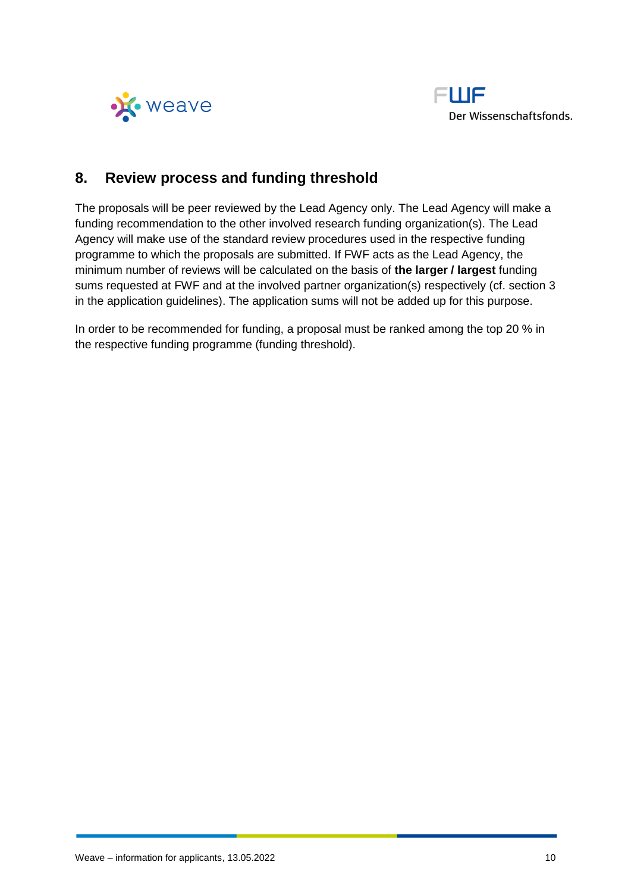## 8. Review process and funding threshold

The proposals will be peer reviewed by the Lead Agency only. The Lead Agency will make a funding recommendation to the other involved research funding organization(s). The Lead Agency will make use of the standard review procedures used in the respective funding programme to which the proposals are submitted. If FWF acts as the Lead Agency, the minimum number of reviews will be calculated on the basis of **the larger / largest** funding sums requested at FWF and at the involved partner organization(s) respectively (cf. section 3 in the application guidelines). The application sums will not be added up for this purpose.

In order to be recommended for funding, a proposal must be ranked among the top 20 % in the respective funding programme (funding threshold).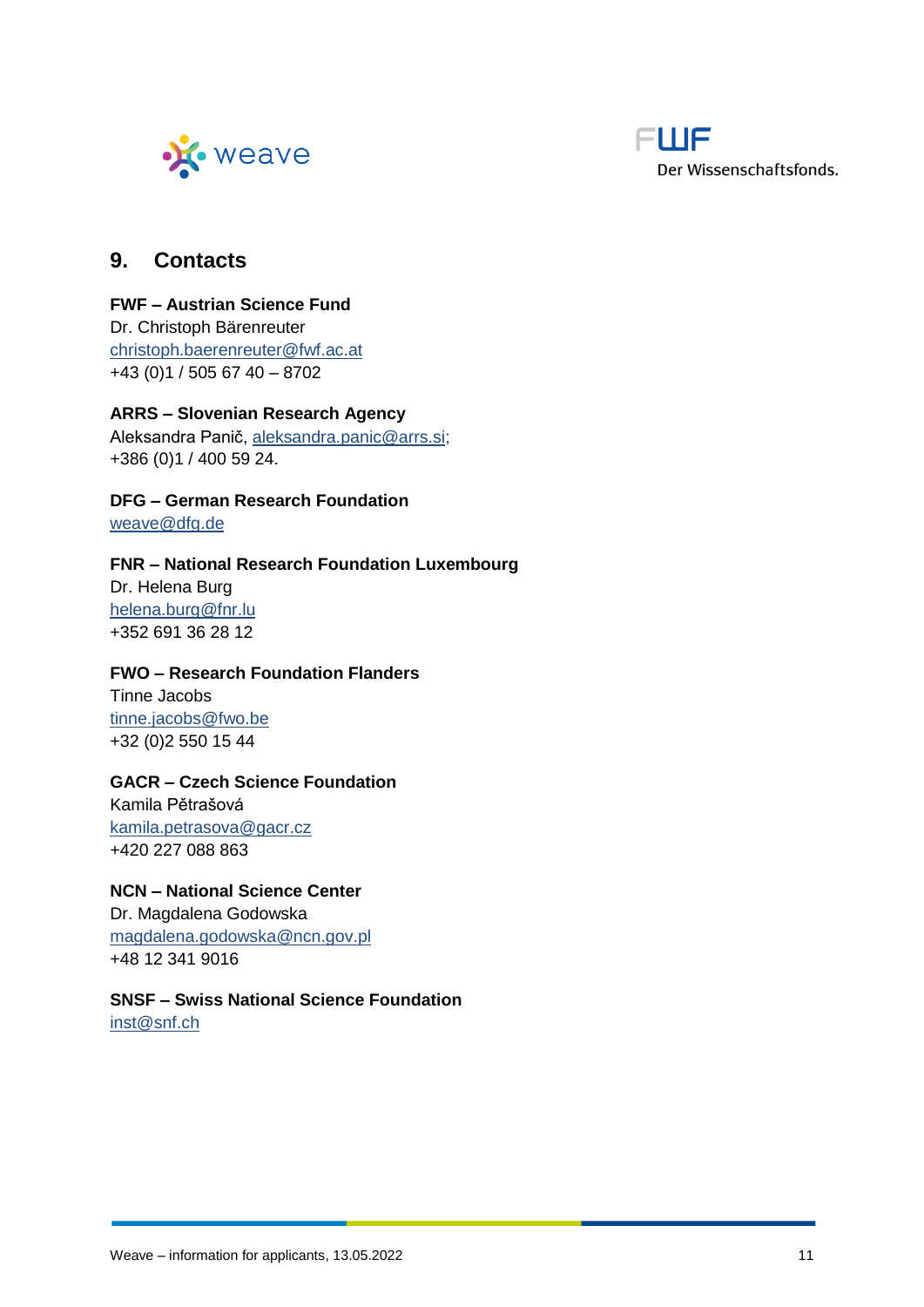## 9. Contacts

**FWF – Austrian Science Fund**
Dr. Christoph Bärenreuter
christoph.baerenreuter@fwf.ac.at
+43 (0)1 / 505 67 40 – 8702

**ARRS – Slovenian Research Agency**
Aleksandra Panič, aleksandra.panic@arrs.si;
+386 (0)1 / 400 59 24.

**DFG – German Research Foundation**
weave@dfg.de

**FNR – National Research Foundation Luxembourg**
Dr. Helena Burg
helena.burg@fnr.lu
+352 691 36 28 12

**FWO – Research Foundation Flanders**
Tinne Jacobs
tinne.jacobs@fwo.be
+32 (0)2 550 15 44

**GACR – Czech Science Foundation**
Kamila Pětrašová
kamila.petrasova@gacr.cz
+420 227 088 863

**NCN – National Science Center**
Dr. Magdalena Godowska
magdalena.godowska@ncn.gov.pl
+48 12 341 9016

**SNSF – Swiss National Science Foundation**
inst@snf.ch